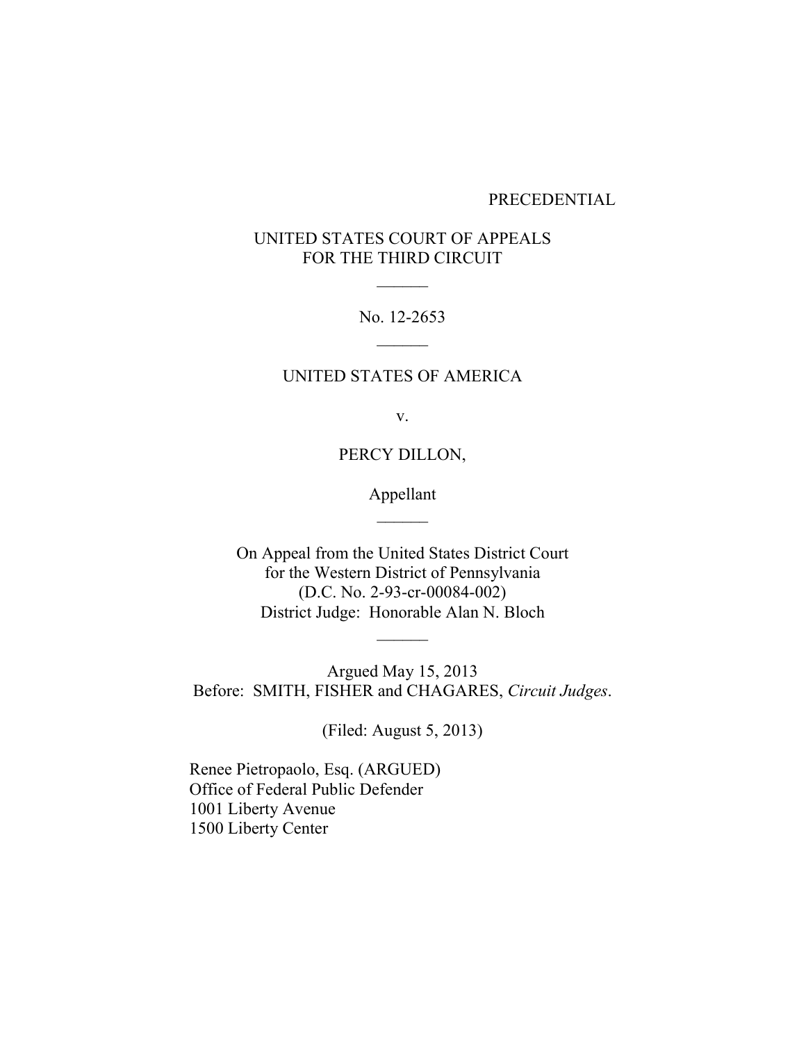PRECEDENTIAL

UNITED STATES COURT OF APPEALS
FOR THE THIRD CIRCUIT

\_\_\_\_\_\_

No. 12-2653

\_\_\_\_\_\_

UNITED STATES OF AMERICA

v.

PERCY DILLON,

Appellant

\_\_\_\_\_\_

On Appeal from the United States District Court
for the Western District of Pennsylvania
(D.C. No. 2-93-cr-00084-002)
District Judge: Honorable Alan N. Bloch

\_\_\_\_\_\_

Argued May 15, 2013
Before: SMITH, FISHER and CHAGARES, *Circuit Judges*.

(Filed: August 5, 2013)

Renee Pietropaolo, Esq. (ARGUED)
Office of Federal Public Defender
1001 Liberty Avenue
1500 Liberty Center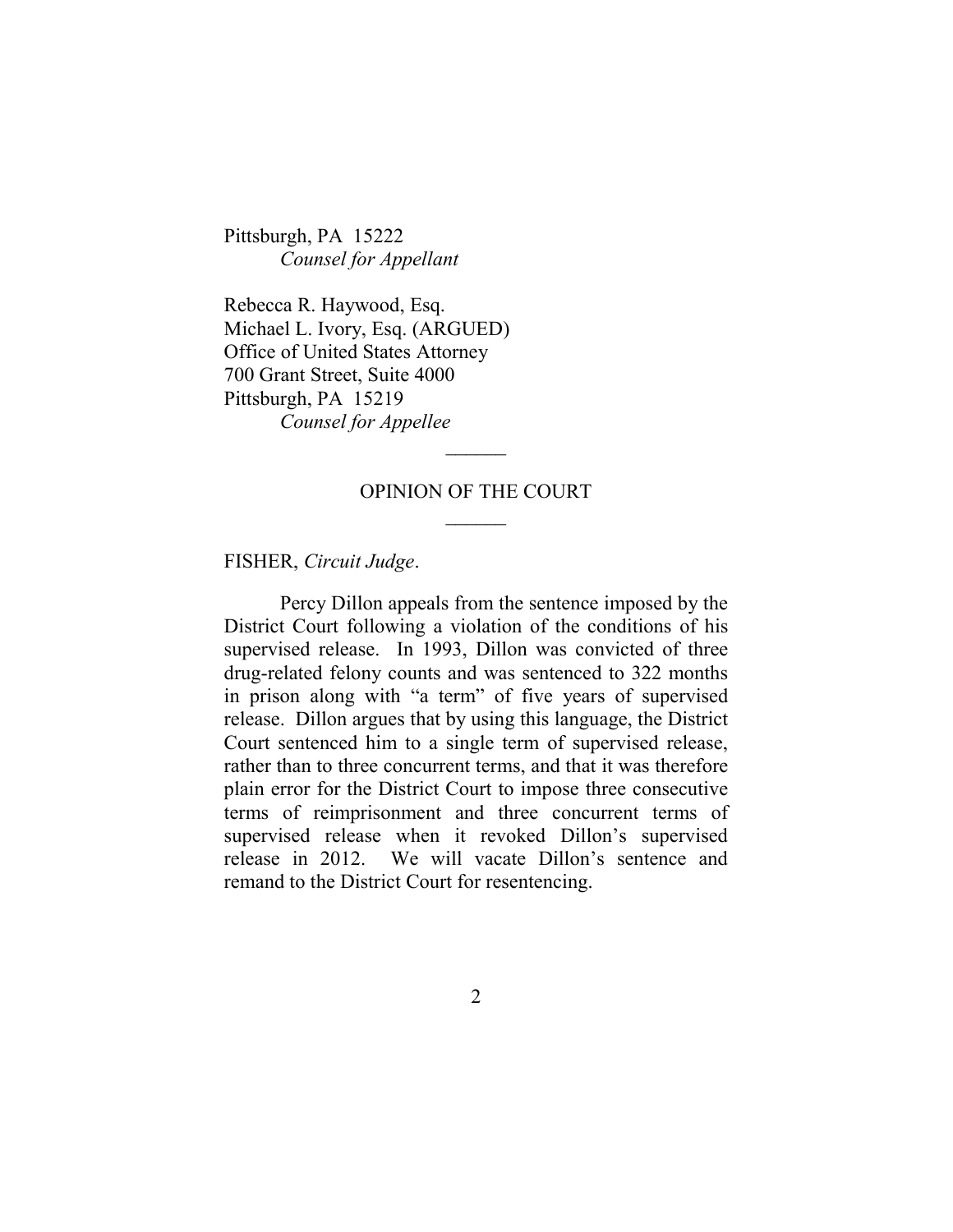Pittsburgh, PA 15222
*Counsel for Appellant*

Rebecca R. Haywood, Esq.
Michael L. Ivory, Esq. (ARGUED)
Office of United States Attorney
700 Grant Street, Suite 4000
Pittsburgh, PA 15219
*Counsel for Appellee*

______

OPINION OF THE COURT

______

FISHER, *Circuit Judge*.

Percy Dillon appeals from the sentence imposed by the District Court following a violation of the conditions of his supervised release. In 1993, Dillon was convicted of three drug-related felony counts and was sentenced to 322 months in prison along with "a term" of five years of supervised release. Dillon argues that by using this language, the District Court sentenced him to a single term of supervised release, rather than to three concurrent terms, and that it was therefore plain error for the District Court to impose three consecutive terms of reimprisonment and three concurrent terms of supervised release when it revoked Dillon's supervised release in 2012. We will vacate Dillon's sentence and remand to the District Court for resentencing.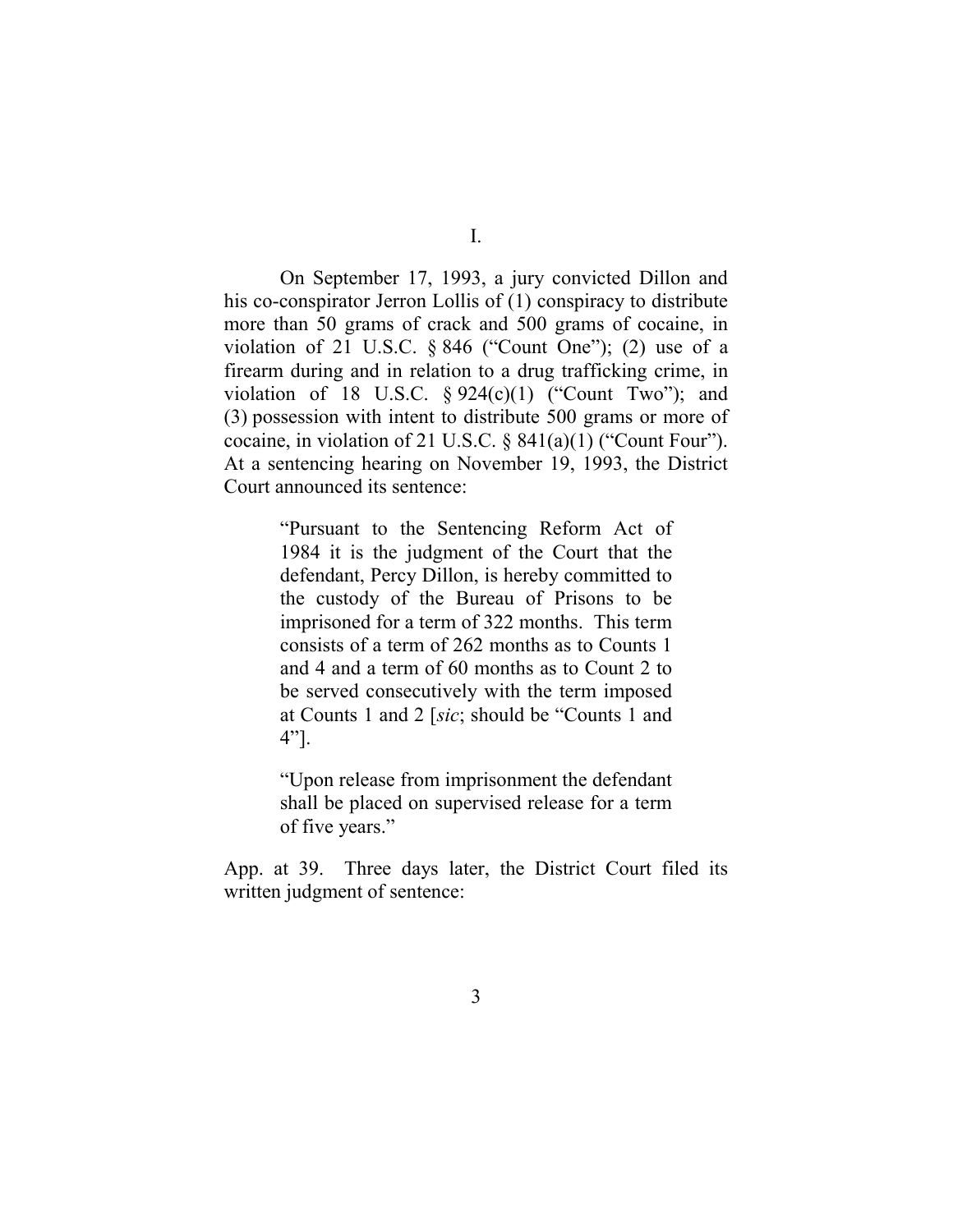# I.

On September 17, 1993, a jury convicted Dillon and his co-conspirator Jerron Lollis of (1) conspiracy to distribute more than 50 grams of crack and 500 grams of cocaine, in violation of 21 U.S.C. § 846 ("Count One"); (2) use of a firearm during and in relation to a drug trafficking crime, in violation of 18 U.S.C. § 924(c)(1) ("Count Two"); and (3) possession with intent to distribute 500 grams or more of cocaine, in violation of 21 U.S.C. § 841(a)(1) ("Count Four"). At a sentencing hearing on November 19, 1993, the District Court announced its sentence:

> "Pursuant to the Sentencing Reform Act of 1984 it is the judgment of the Court that the defendant, Percy Dillon, is hereby committed to the custody of the Bureau of Prisons to be imprisoned for a term of 322 months. This term consists of a term of 262 months as to Counts 1 and 4 and a term of 60 months as to Count 2 to be served consecutively with the term imposed at Counts 1 and 2 [*sic*; should be "Counts 1 and 4"].
>
> "Upon release from imprisonment the defendant shall be placed on supervised release for a term of five years."

App. at 39. Three days later, the District Court filed its written judgment of sentence: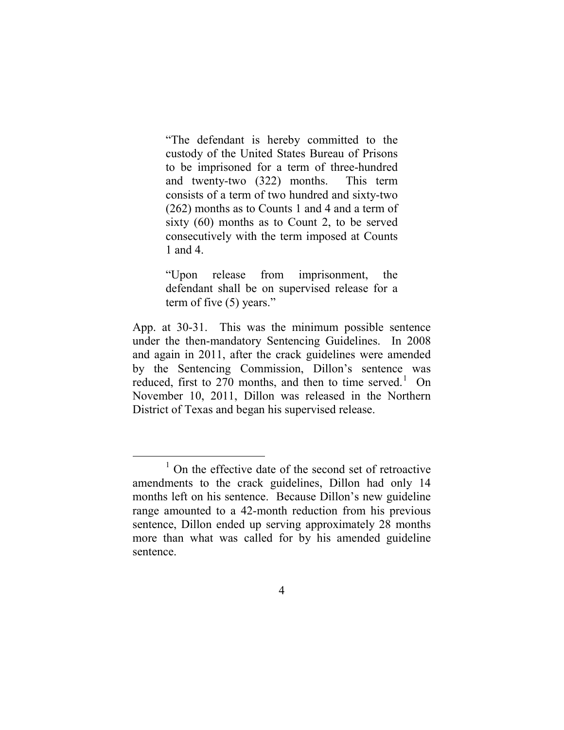> "The defendant is hereby committed to the custody of the United States Bureau of Prisons to be imprisoned for a term of three-hundred and twenty-two (322) months. This term consists of a term of two hundred and sixty-two (262) months as to Counts 1 and 4 and a term of sixty (60) months as to Count 2, to be served consecutively with the term imposed at Counts 1 and 4.
>
> "Upon release from imprisonment, the defendant shall be on supervised release for a term of five (5) years."

App. at 30-31. This was the minimum possible sentence under the then-mandatory Sentencing Guidelines. In 2008 and again in 2011, after the crack guidelines were amended by the Sentencing Commission, Dillon's sentence was reduced, first to 270 months, and then to time served.[1] On November 10, 2011, Dillon was released in the Northern District of Texas and began his supervised release.

---

[1] On the effective date of the second set of retroactive amendments to the crack guidelines, Dillon had only 14 months left on his sentence. Because Dillon's new guideline range amounted to a 42-month reduction from his previous sentence, Dillon ended up serving approximately 28 months more than what was called for by his amended guideline sentence.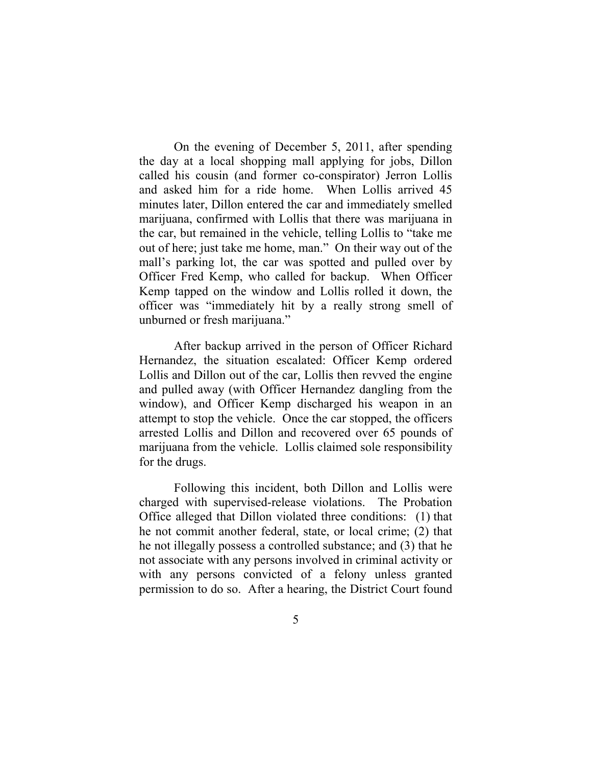On the evening of December 5, 2011, after spending the day at a local shopping mall applying for jobs, Dillon called his cousin (and former co-conspirator) Jerron Lollis and asked him for a ride home. When Lollis arrived 45 minutes later, Dillon entered the car and immediately smelled marijuana, confirmed with Lollis that there was marijuana in the car, but remained in the vehicle, telling Lollis to "take me out of here; just take me home, man." On their way out of the mall's parking lot, the car was spotted and pulled over by Officer Fred Kemp, who called for backup. When Officer Kemp tapped on the window and Lollis rolled it down, the officer was "immediately hit by a really strong smell of unburned or fresh marijuana."

After backup arrived in the person of Officer Richard Hernandez, the situation escalated: Officer Kemp ordered Lollis and Dillon out of the car, Lollis then revved the engine and pulled away (with Officer Hernandez dangling from the window), and Officer Kemp discharged his weapon in an attempt to stop the vehicle. Once the car stopped, the officers arrested Lollis and Dillon and recovered over 65 pounds of marijuana from the vehicle. Lollis claimed sole responsibility for the drugs.

Following this incident, both Dillon and Lollis were charged with supervised-release violations. The Probation Office alleged that Dillon violated three conditions: (1) that he not commit another federal, state, or local crime; (2) that he not illegally possess a controlled substance; and (3) that he not associate with any persons involved in criminal activity or with any persons convicted of a felony unless granted permission to do so. After a hearing, the District Court found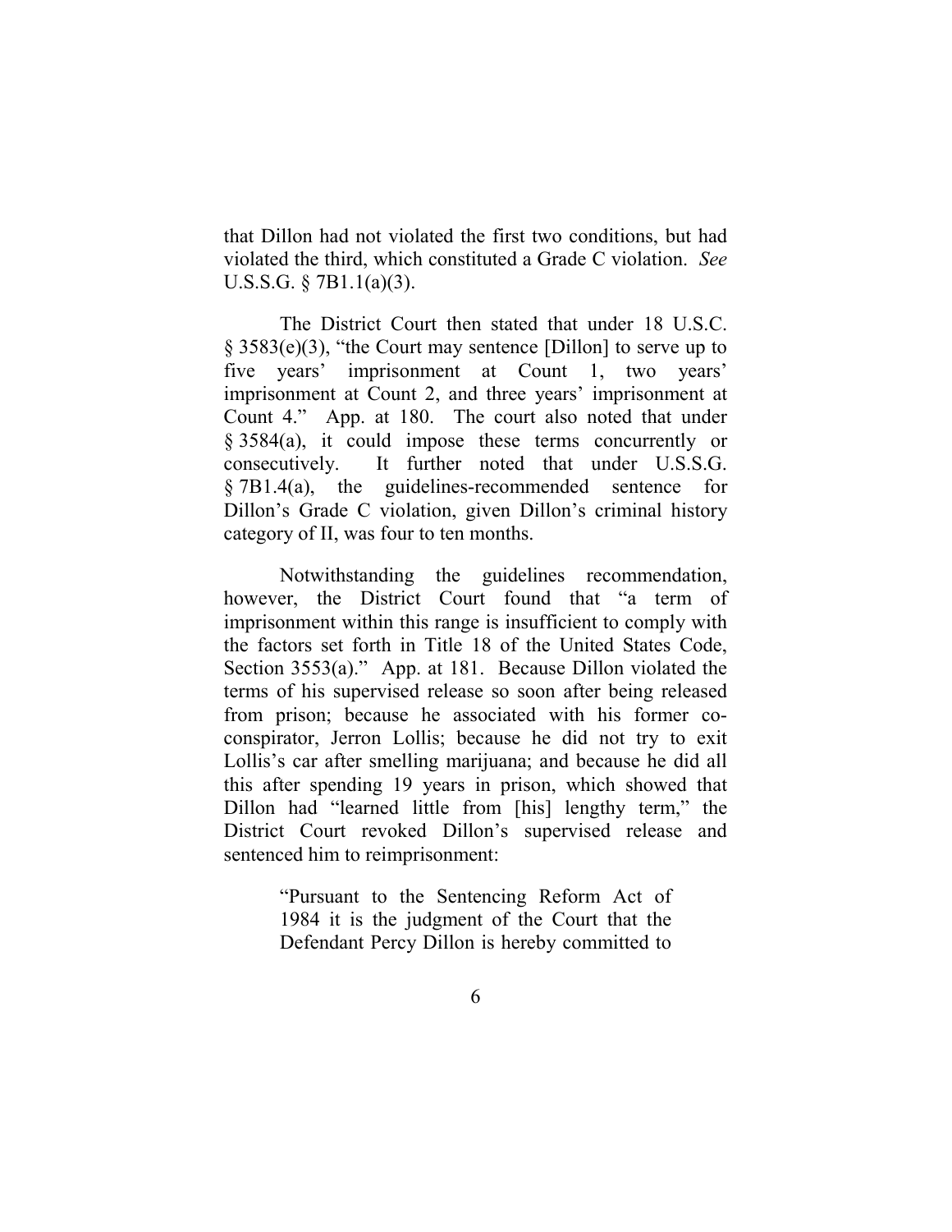that Dillon had not violated the first two conditions, but had violated the third, which constituted a Grade C violation. *See* U.S.S.G. § 7B1.1(a)(3).

The District Court then stated that under 18 U.S.C. § 3583(e)(3), "the Court may sentence [Dillon] to serve up to five years' imprisonment at Count 1, two years' imprisonment at Count 2, and three years' imprisonment at Count 4." App. at 180. The court also noted that under § 3584(a), it could impose these terms concurrently or consecutively. It further noted that under U.S.S.G. § 7B1.4(a), the guidelines-recommended sentence for Dillon's Grade C violation, given Dillon's criminal history category of II, was four to ten months.

Notwithstanding the guidelines recommendation, however, the District Court found that "a term of imprisonment within this range is insufficient to comply with the factors set forth in Title 18 of the United States Code, Section 3553(a)." App. at 181. Because Dillon violated the terms of his supervised release so soon after being released from prison; because he associated with his former co-conspirator, Jerron Lollis; because he did not try to exit Lollis's car after smelling marijuana; and because he did all this after spending 19 years in prison, which showed that Dillon had "learned little from [his] lengthy term," the District Court revoked Dillon's supervised release and sentenced him to reimprisonment:

> "Pursuant to the Sentencing Reform Act of 1984 it is the judgment of the Court that the Defendant Percy Dillon is hereby committed to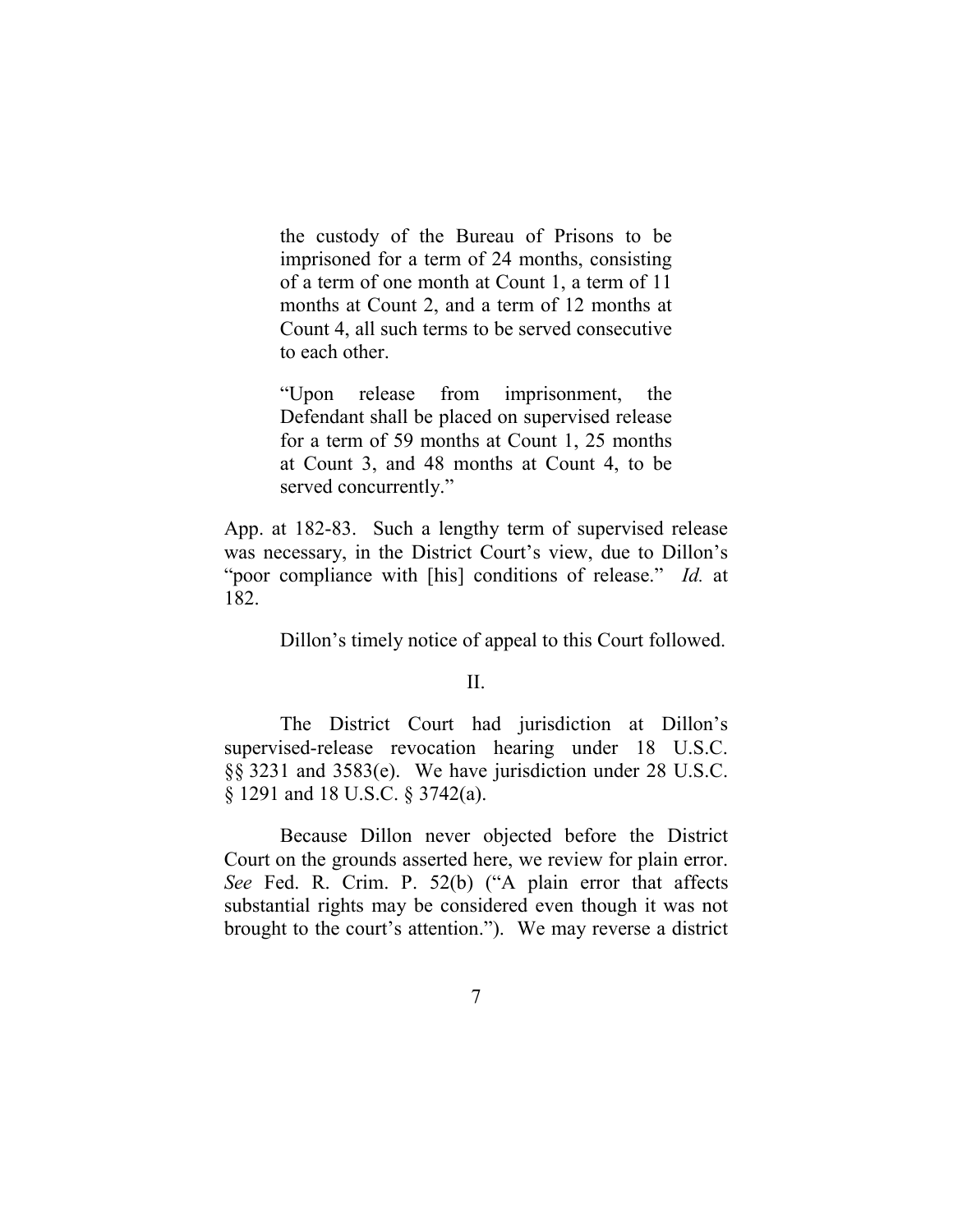> the custody of the Bureau of Prisons to be imprisoned for a term of 24 months, consisting of a term of one month at Count 1, a term of 11 months at Count 2, and a term of 12 months at Count 4, all such terms to be served consecutive to each other.
>
> "Upon release from imprisonment, the Defendant shall be placed on supervised release for a term of 59 months at Count 1, 25 months at Count 3, and 48 months at Count 4, to be served concurrently."

App. at 182-83. Such a lengthy term of supervised release was necessary, in the District Court's view, due to Dillon's "poor compliance with [his] conditions of release." *Id.* at 182.

Dillon's timely notice of appeal to this Court followed.

## II.

The District Court had jurisdiction at Dillon's supervised-release revocation hearing under 18 U.S.C. §§ 3231 and 3583(e). We have jurisdiction under 28 U.S.C. § 1291 and 18 U.S.C. § 3742(a).

Because Dillon never objected before the District Court on the grounds asserted here, we review for plain error. *See* Fed. R. Crim. P. 52(b) ("A plain error that affects substantial rights may be considered even though it was not brought to the court's attention."). We may reverse a district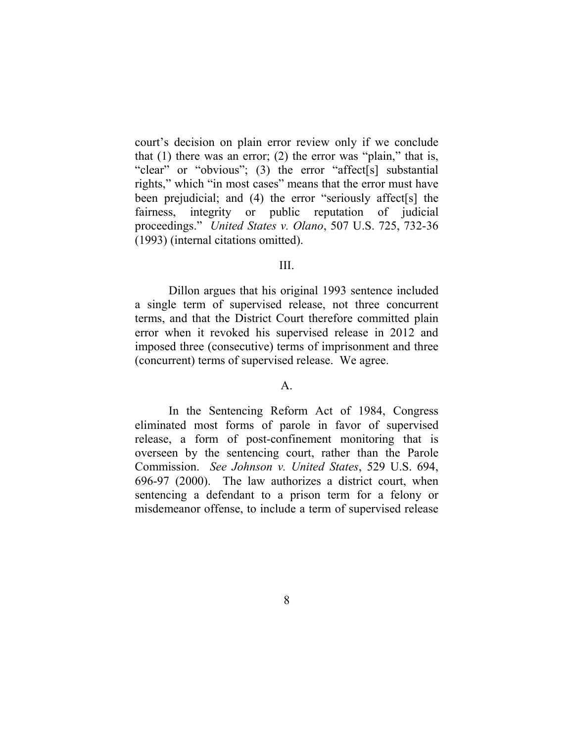court's decision on plain error review only if we conclude that (1) there was an error; (2) the error was "plain," that is, "clear" or "obvious"; (3) the error "affect[s] substantial rights," which "in most cases" means that the error must have been prejudicial; and (4) the error "seriously affect[s] the fairness, integrity or public reputation of judicial proceedings." *United States v. Olano*, 507 U.S. 725, 732-36 (1993) (internal citations omitted).

## III.

Dillon argues that his original 1993 sentence included a single term of supervised release, not three concurrent terms, and that the District Court therefore committed plain error when it revoked his supervised release in 2012 and imposed three (consecutive) terms of imprisonment and three (concurrent) terms of supervised release. We agree.

### A.

In the Sentencing Reform Act of 1984, Congress eliminated most forms of parole in favor of supervised release, a form of post-confinement monitoring that is overseen by the sentencing court, rather than the Parole Commission. *See Johnson v. United States*, 529 U.S. 694, 696-97 (2000). The law authorizes a district court, when sentencing a defendant to a prison term for a felony or misdemeanor offense, to include a term of supervised release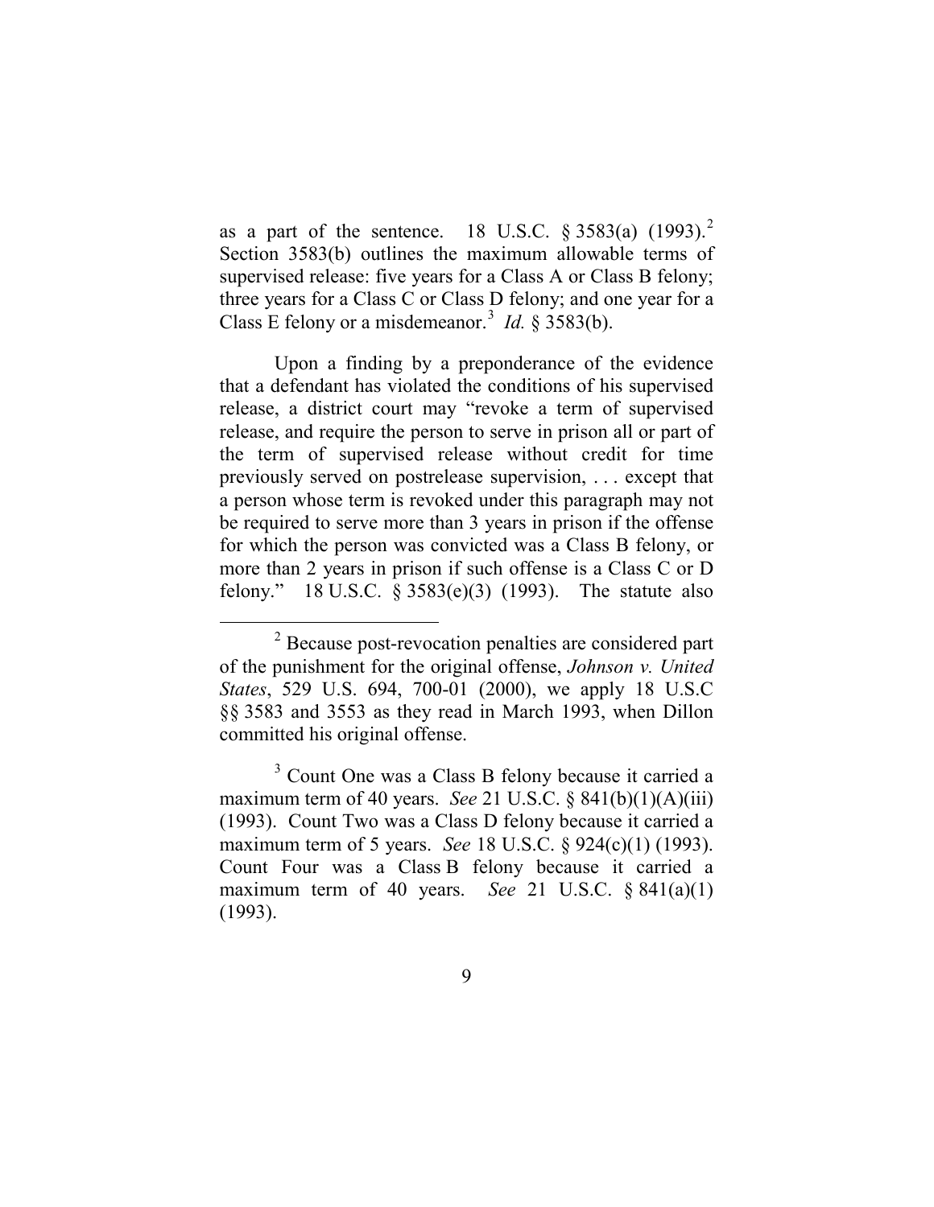as a part of the sentence. 18 U.S.C. § 3583(a) (1993).[2] Section 3583(b) outlines the maximum allowable terms of supervised release: five years for a Class A or Class B felony; three years for a Class C or Class D felony; and one year for a Class E felony or a misdemeanor.[3] *Id.* § 3583(b).

Upon a finding by a preponderance of the evidence that a defendant has violated the conditions of his supervised release, a district court may "revoke a term of supervised release, and require the person to serve in prison all or part of the term of supervised release without credit for time previously served on postrelease supervision, . . . except that a person whose term is revoked under this paragraph may not be required to serve more than 3 years in prison if the offense for which the person was convicted was a Class B felony, or more than 2 years in prison if such offense is a Class C or D felony." 18 U.S.C. § 3583(e)(3) (1993). The statute also

---

[2] Because post-revocation penalties are considered part of the punishment for the original offense, *Johnson v. United States*, 529 U.S. 694, 700-01 (2000), we apply 18 U.S.C §§ 3583 and 3553 as they read in March 1993, when Dillon committed his original offense.

[3] Count One was a Class B felony because it carried a maximum term of 40 years. *See* 21 U.S.C. § 841(b)(1)(A)(iii) (1993). Count Two was a Class D felony because it carried a maximum term of 5 years. *See* 18 U.S.C. § 924(c)(1) (1993). Count Four was a Class B felony because it carried a maximum term of 40 years. *See* 21 U.S.C. § 841(a)(1) (1993).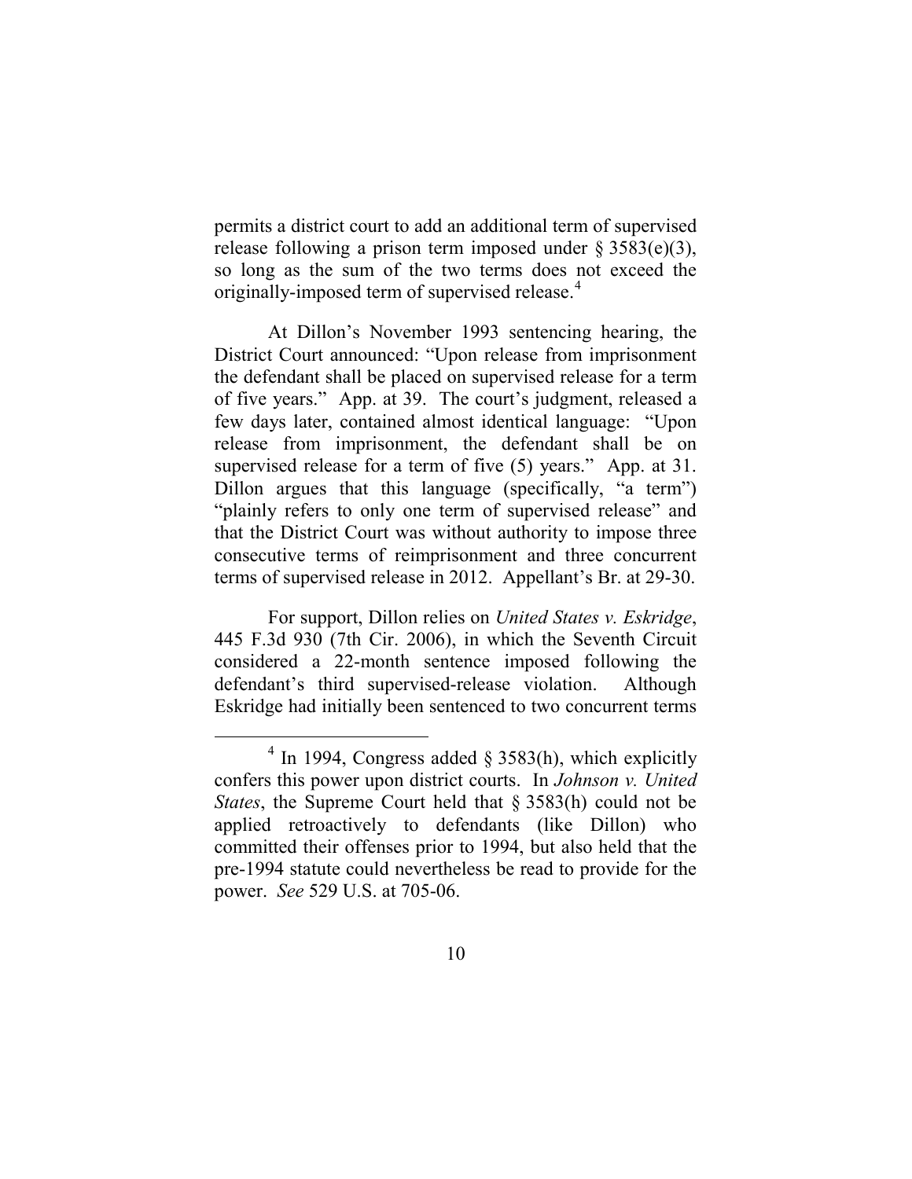permits a district court to add an additional term of supervised release following a prison term imposed under § 3583(e)(3), so long as the sum of the two terms does not exceed the originally-imposed term of supervised release.[4]

At Dillon's November 1993 sentencing hearing, the District Court announced: "Upon release from imprisonment the defendant shall be placed on supervised release for a term of five years." App. at 39. The court's judgment, released a few days later, contained almost identical language: "Upon release from imprisonment, the defendant shall be on supervised release for a term of five (5) years." App. at 31. Dillon argues that this language (specifically, "a term") "plainly refers to only one term of supervised release" and that the District Court was without authority to impose three consecutive terms of reimprisonment and three concurrent terms of supervised release in 2012. Appellant's Br. at 29-30.

For support, Dillon relies on *United States v. Eskridge*, 445 F.3d 930 (7th Cir. 2006), in which the Seventh Circuit considered a 22-month sentence imposed following the defendant's third supervised-release violation. Although Eskridge had initially been sentenced to two concurrent terms

---

[4] In 1994, Congress added § 3583(h), which explicitly confers this power upon district courts. In *Johnson v. United States*, the Supreme Court held that § 3583(h) could not be applied retroactively to defendants (like Dillon) who committed their offenses prior to 1994, but also held that the pre-1994 statute could nevertheless be read to provide for the power. *See* 529 U.S. at 705-06.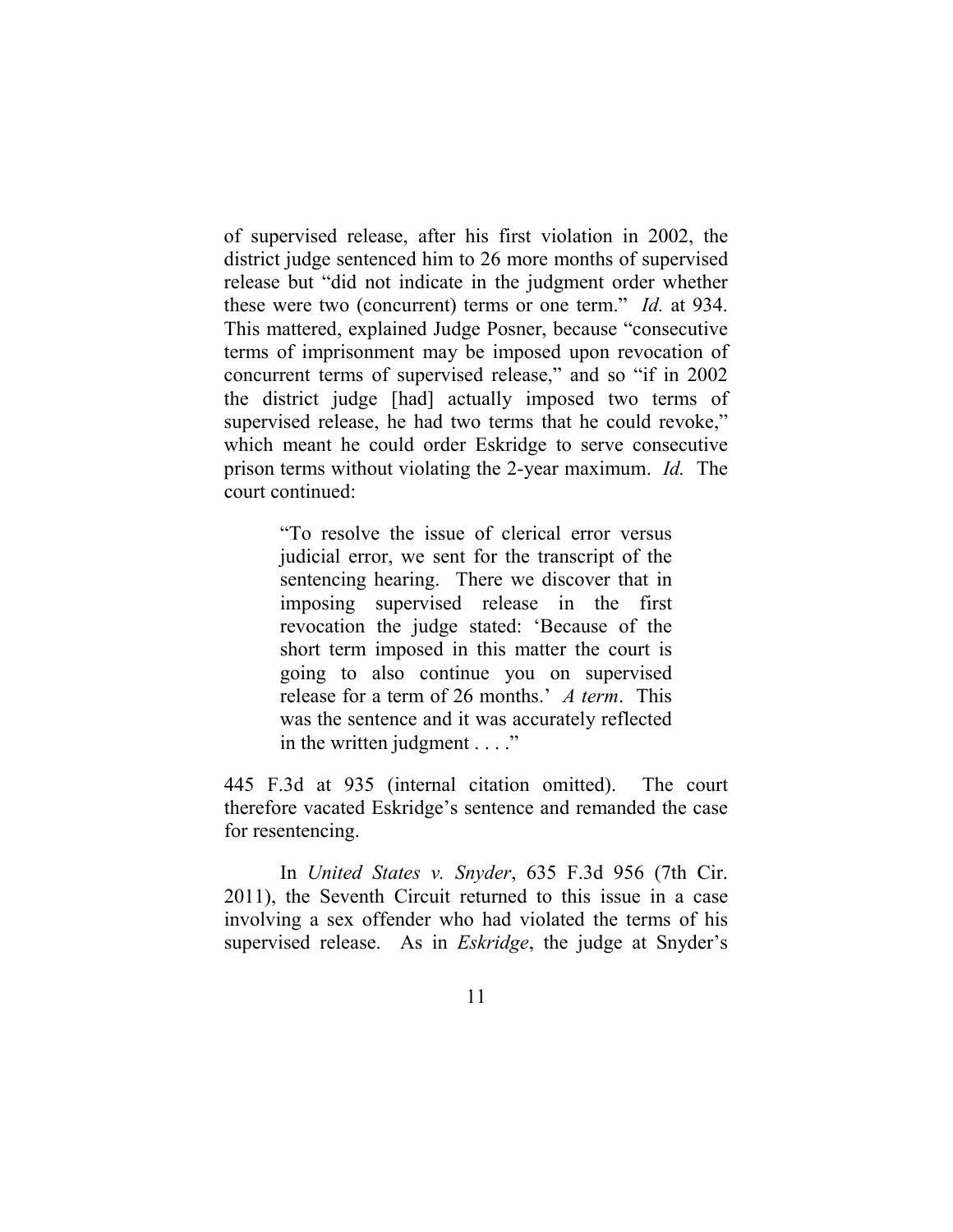of supervised release, after his first violation in 2002, the district judge sentenced him to 26 more months of supervised release but "did not indicate in the judgment order whether these were two (concurrent) terms or one term." *Id.* at 934. This mattered, explained Judge Posner, because "consecutive terms of imprisonment may be imposed upon revocation of concurrent terms of supervised release," and so "if in 2002 the district judge [had] actually imposed two terms of supervised release, he had two terms that he could revoke," which meant he could order Eskridge to serve consecutive prison terms without violating the 2-year maximum. *Id.* The court continued:

> "To resolve the issue of clerical error versus judicial error, we sent for the transcript of the sentencing hearing. There we discover that in imposing supervised release in the first revocation the judge stated: 'Because of the short term imposed in this matter the court is going to also continue you on supervised release for a term of 26 months.' *A term*. This was the sentence and it was accurately reflected in the written judgment . . . ."

445 F.3d at 935 (internal citation omitted). The court therefore vacated Eskridge's sentence and remanded the case for resentencing.

In *United States v. Snyder*, 635 F.3d 956 (7th Cir. 2011), the Seventh Circuit returned to this issue in a case involving a sex offender who had violated the terms of his supervised release. As in *Eskridge*, the judge at Snyder's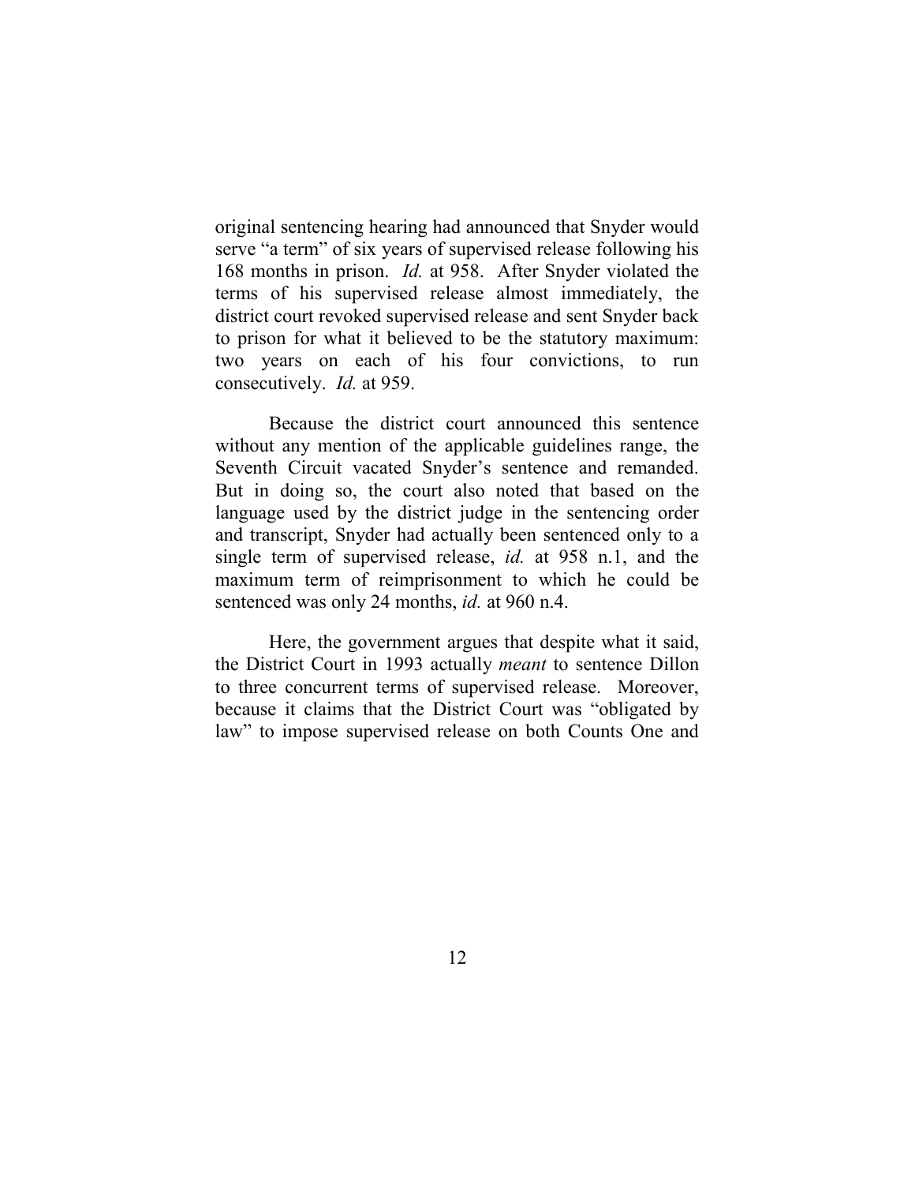original sentencing hearing had announced that Snyder would serve "a term" of six years of supervised release following his 168 months in prison. *Id.* at 958. After Snyder violated the terms of his supervised release almost immediately, the district court revoked supervised release and sent Snyder back to prison for what it believed to be the statutory maximum: two years on each of his four convictions, to run consecutively. *Id.* at 959.

Because the district court announced this sentence without any mention of the applicable guidelines range, the Seventh Circuit vacated Snyder's sentence and remanded. But in doing so, the court also noted that based on the language used by the district judge in the sentencing order and transcript, Snyder had actually been sentenced only to a single term of supervised release, *id.* at 958 n.1, and the maximum term of reimprisonment to which he could be sentenced was only 24 months, *id.* at 960 n.4.

Here, the government argues that despite what it said, the District Court in 1993 actually *meant* to sentence Dillon to three concurrent terms of supervised release. Moreover, because it claims that the District Court was "obligated by law" to impose supervised release on both Counts One and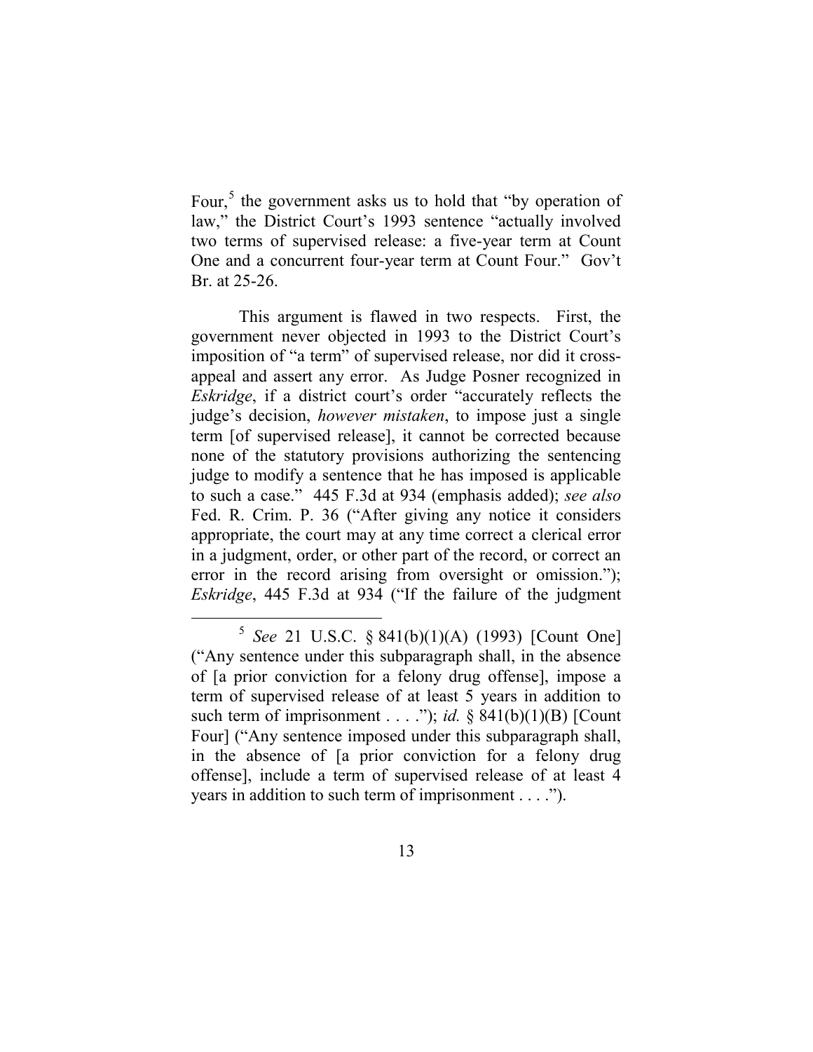Four,[5] the government asks us to hold that "by operation of law," the District Court's 1993 sentence "actually involved two terms of supervised release: a five-year term at Count One and a concurrent four-year term at Count Four." Gov't Br. at 25-26.

This argument is flawed in two respects. First, the government never objected in 1993 to the District Court's imposition of "a term" of supervised release, nor did it cross-appeal and assert any error. As Judge Posner recognized in *Eskridge*, if a district court's order "accurately reflects the judge's decision, *however mistaken*, to impose just a single term [of supervised release], it cannot be corrected because none of the statutory provisions authorizing the sentencing judge to modify a sentence that he has imposed is applicable to such a case." 445 F.3d at 934 (emphasis added); *see also* Fed. R. Crim. P. 36 ("After giving any notice it considers appropriate, the court may at any time correct a clerical error in a judgment, order, or other part of the record, or correct an error in the record arising from oversight or omission."); *Eskridge*, 445 F.3d at 934 ("If the failure of the judgment

---

[5] *See* 21 U.S.C. § 841(b)(1)(A) (1993) [Count One] ("Any sentence under this subparagraph shall, in the absence of [a prior conviction for a felony drug offense], impose a term of supervised release of at least 5 years in addition to such term of imprisonment . . . ."); *id.* § 841(b)(1)(B) [Count Four] ("Any sentence imposed under this subparagraph shall, in the absence of [a prior conviction for a felony drug offense], include a term of supervised release of at least 4 years in addition to such term of imprisonment . . . .").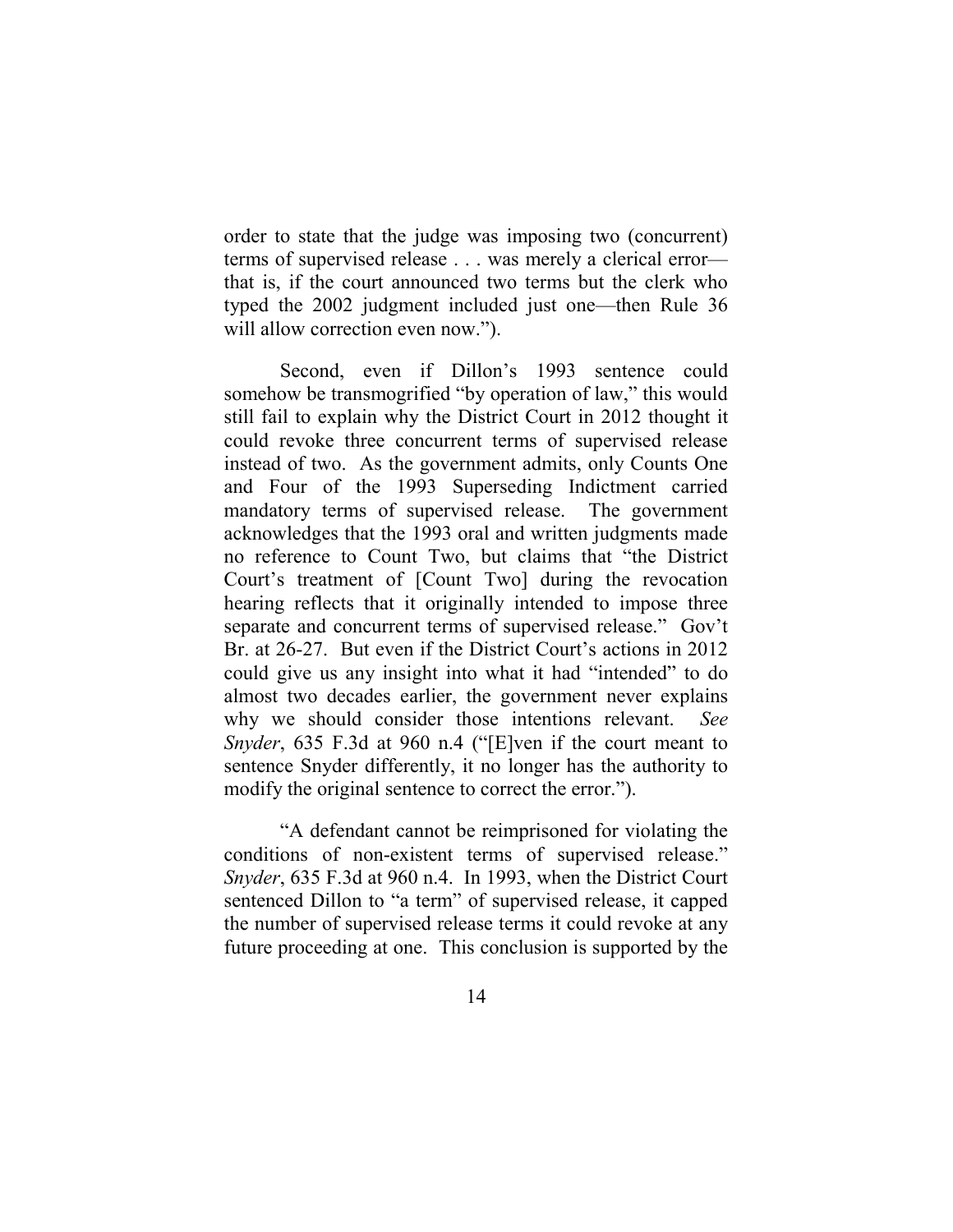order to state that the judge was imposing two (concurrent) terms of supervised release . . . was merely a clerical error—that is, if the court announced two terms but the clerk who typed the 2002 judgment included just one—then Rule 36 will allow correction even now.").

Second, even if Dillon's 1993 sentence could somehow be transmogrified "by operation of law," this would still fail to explain why the District Court in 2012 thought it could revoke three concurrent terms of supervised release instead of two. As the government admits, only Counts One and Four of the 1993 Superseding Indictment carried mandatory terms of supervised release. The government acknowledges that the 1993 oral and written judgments made no reference to Count Two, but claims that "the District Court's treatment of [Count Two] during the revocation hearing reflects that it originally intended to impose three separate and concurrent terms of supervised release." Gov't Br. at 26-27. But even if the District Court's actions in 2012 could give us any insight into what it had "intended" to do almost two decades earlier, the government never explains why we should consider those intentions relevant. *See Snyder*, 635 F.3d at 960 n.4 ("[E]ven if the court meant to sentence Snyder differently, it no longer has the authority to modify the original sentence to correct the error.").

"A defendant cannot be reimprisoned for violating the conditions of non-existent terms of supervised release." *Snyder*, 635 F.3d at 960 n.4. In 1993, when the District Court sentenced Dillon to "a term" of supervised release, it capped the number of supervised release terms it could revoke at any future proceeding at one. This conclusion is supported by the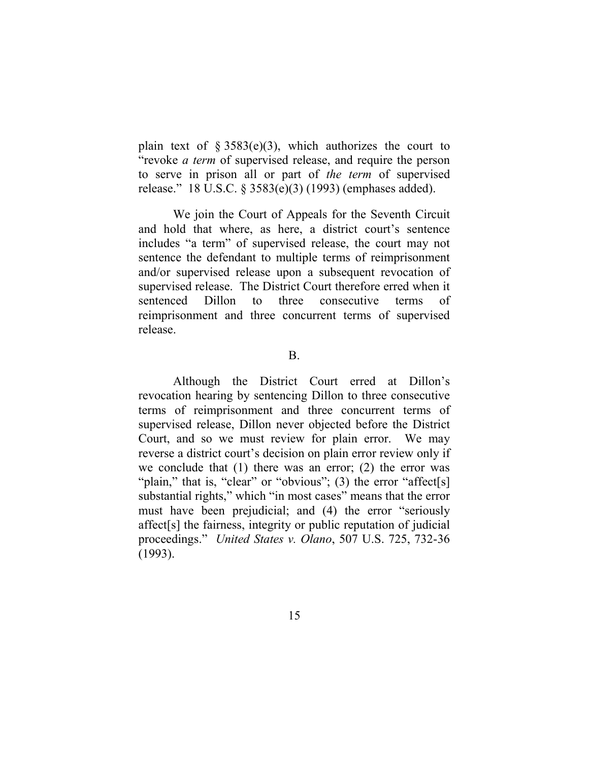plain text of § 3583(e)(3), which authorizes the court to "revoke *a term* of supervised release, and require the person to serve in prison all or part of *the term* of supervised release." 18 U.S.C. § 3583(e)(3) (1993) (emphases added).

We join the Court of Appeals for the Seventh Circuit and hold that where, as here, a district court's sentence includes "a term" of supervised release, the court may not sentence the defendant to multiple terms of reimprisonment and/or supervised release upon a subsequent revocation of supervised release. The District Court therefore erred when it sentenced Dillon to three consecutive terms of reimprisonment and three concurrent terms of supervised release.

B.

Although the District Court erred at Dillon's revocation hearing by sentencing Dillon to three consecutive terms of reimprisonment and three concurrent terms of supervised release, Dillon never objected before the District Court, and so we must review for plain error. We may reverse a district court's decision on plain error review only if we conclude that (1) there was an error; (2) the error was "plain," that is, "clear" or "obvious"; (3) the error "affect[s] substantial rights," which "in most cases" means that the error must have been prejudicial; and (4) the error "seriously affect[s] the fairness, integrity or public reputation of judicial proceedings." *United States v. Olano*, 507 U.S. 725, 732-36 (1993).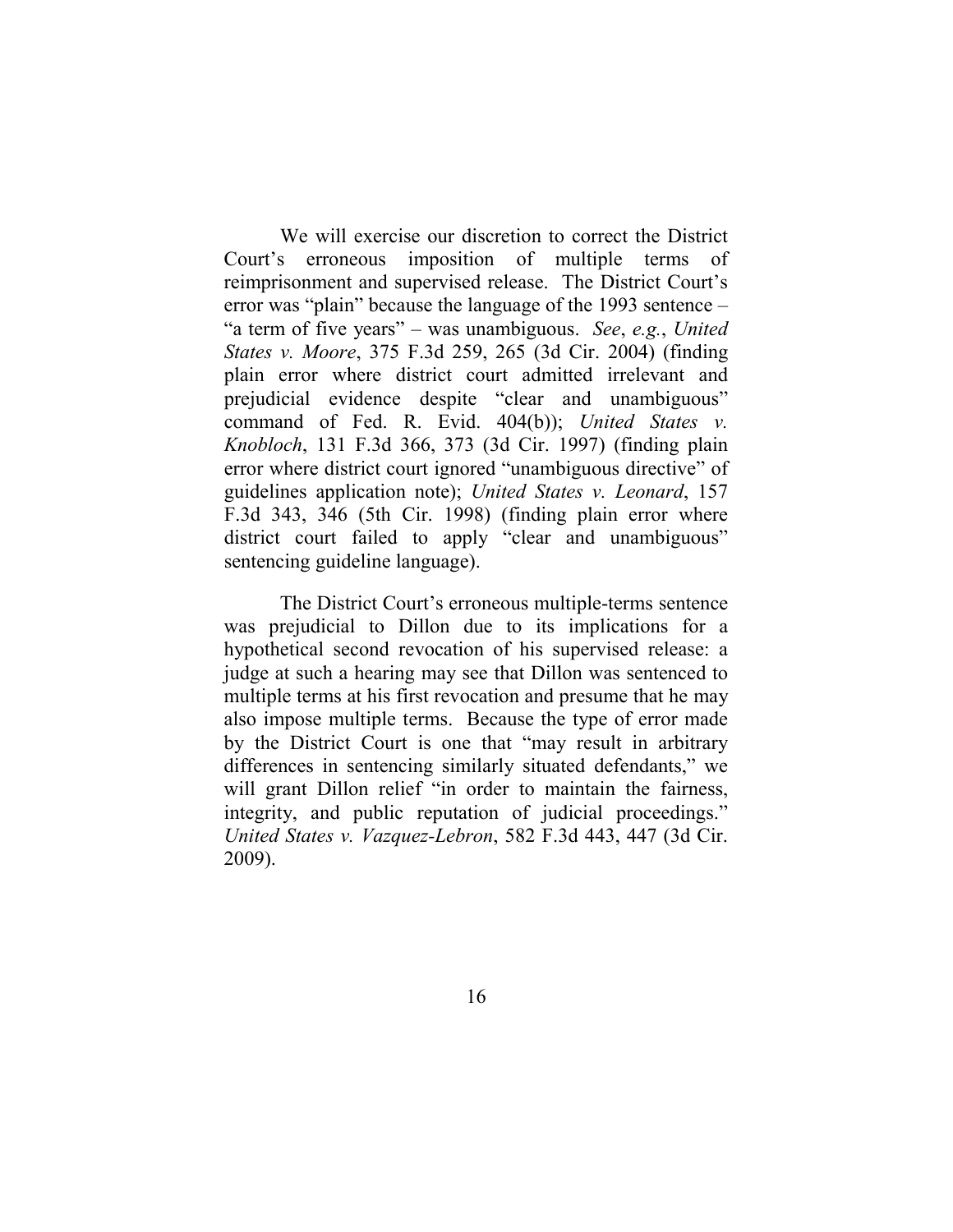We will exercise our discretion to correct the District Court's erroneous imposition of multiple terms of reimprisonment and supervised release. The District Court's error was "plain" because the language of the 1993 sentence – "a term of five years" – was unambiguous. *See*, *e.g.*, *United States v. Moore*, 375 F.3d 259, 265 (3d Cir. 2004) (finding plain error where district court admitted irrelevant and prejudicial evidence despite "clear and unambiguous" command of Fed. R. Evid. 404(b)); *United States v. Knobloch*, 131 F.3d 366, 373 (3d Cir. 1997) (finding plain error where district court ignored "unambiguous directive" of guidelines application note); *United States v. Leonard*, 157 F.3d 343, 346 (5th Cir. 1998) (finding plain error where district court failed to apply "clear and unambiguous" sentencing guideline language).

The District Court's erroneous multiple-terms sentence was prejudicial to Dillon due to its implications for a hypothetical second revocation of his supervised release: a judge at such a hearing may see that Dillon was sentenced to multiple terms at his first revocation and presume that he may also impose multiple terms. Because the type of error made by the District Court is one that "may result in arbitrary differences in sentencing similarly situated defendants," we will grant Dillon relief "in order to maintain the fairness, integrity, and public reputation of judicial proceedings." *United States v. Vazquez-Lebron*, 582 F.3d 443, 447 (3d Cir. 2009).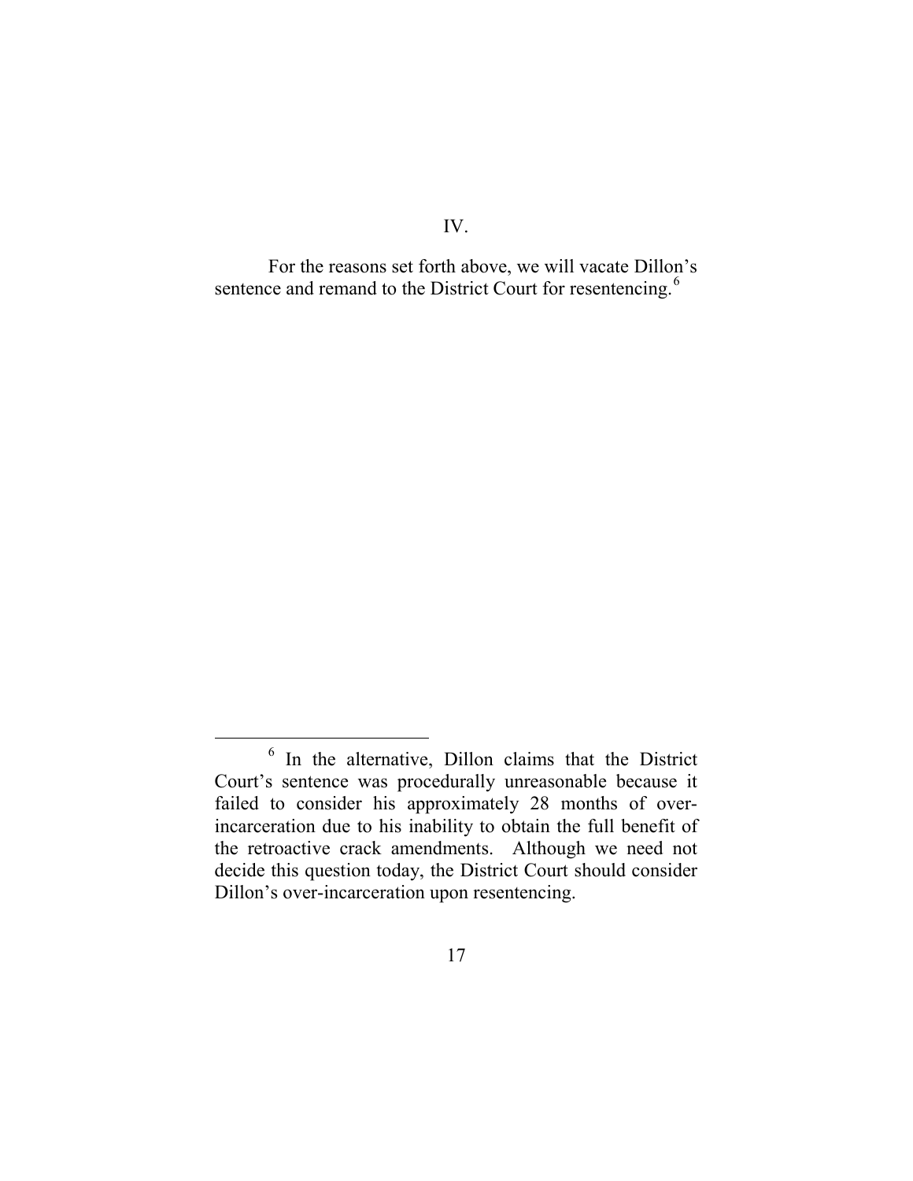# IV.

For the reasons set forth above, we will vacate Dillon's sentence and remand to the District Court for resentencing.[6]

[6] In the alternative, Dillon claims that the District Court's sentence was procedurally unreasonable because it failed to consider his approximately 28 months of over-incarceration due to his inability to obtain the full benefit of the retroactive crack amendments. Although we need not decide this question today, the District Court should consider Dillon's over-incarceration upon resentencing.